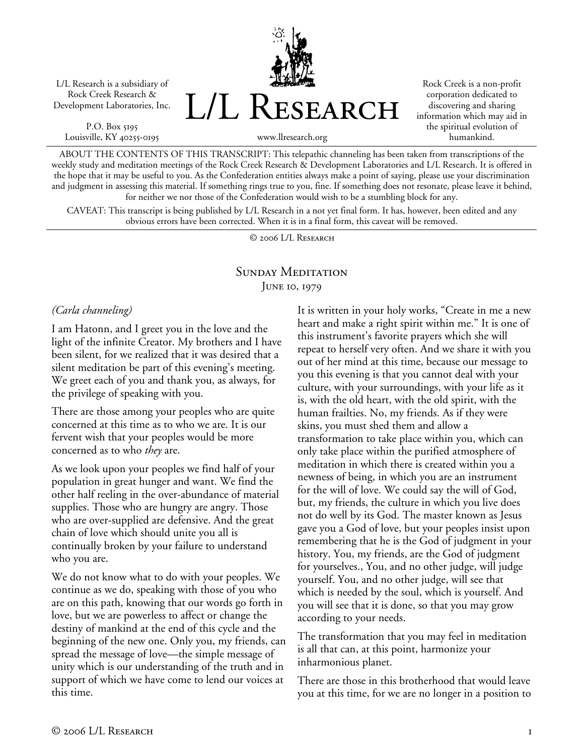L/L Research is a subsidiary of Rock Creek Research & Development Laboratories, Inc.

P.O. Box 5195
Louisville, KY 40255-0195

# L/L Research

www.llresearch.org

Rock Creek is a non-profit corporation dedicated to discovering and sharing information which may aid in the spiritual evolution of humankind.

ABOUT THE CONTENTS OF THIS TRANSCRIPT: This telepathic channeling has been taken from transcriptions of the weekly study and meditation meetings of the Rock Creek Research & Development Laboratories and L/L Research. It is offered in the hope that it may be useful to you. As the Confederation entities always make a point of saying, please use your discrimination and judgment in assessing this material. If something rings true to you, fine. If something does not resonate, please leave it behind, for neither we nor those of the Confederation would wish to be a stumbling block for any.

CAVEAT: This transcript is being published by L/L Research in a not yet final form. It has, however, been edited and any obvious errors have been corrected. When it is in a final form, this caveat will be removed.

© 2006 L/L Research

## Sunday Meditation
June 10, 1979

*(Carla channeling)*

I am Hatonn, and I greet you in the love and the light of the infinite Creator. My brothers and I have been silent, for we realized that it was desired that a silent meditation be part of this evening's meeting. We greet each of you and thank you, as always, for the privilege of speaking with you.

There are those among your peoples who are quite concerned at this time as to who we are. It is our fervent wish that your peoples would be more concerned as to who *they* are.

As we look upon your peoples we find half of your population in great hunger and want. We find the other half reeling in the over-abundance of material supplies. Those who are hungry are angry. Those who are over-supplied are defensive. And the great chain of love which should unite you all is continually broken by your failure to understand who you are.

We do not know what to do with your peoples. We continue as we do, speaking with those of you who are on this path, knowing that our words go forth in love, but we are powerless to affect or change the destiny of mankind at the end of this cycle and the beginning of the new one. Only you, my friends, can spread the message of love—the simple message of unity which is our understanding of the truth and in support of which we have come to lend our voices at this time.

It is written in your holy works, "Create in me a new heart and make a right spirit within me." It is one of this instrument's favorite prayers which she will repeat to herself very often. And we share it with you out of her mind at this time, because our message to you this evening is that you cannot deal with your culture, with your surroundings, with your life as it is, with the old heart, with the old spirit, with the human frailties. No, my friends. As if they were skins, you must shed them and allow a transformation to take place within you, which can only take place within the purified atmosphere of meditation in which there is created within you a newness of being, in which you are an instrument for the will of love. We could say the will of God, but, my friends, the culture in which you live does not do well by its God. The master known as Jesus gave you a God of love, but your peoples insist upon remembering that he is the God of judgment in your history. You, my friends, are the God of judgment for yourselves., You, and no other judge, will judge yourself. You, and no other judge, will see that which is needed by the soul, which is yourself. And you will see that it is done, so that you may grow according to your needs.

The transformation that you may feel in meditation is all that can, at this point, harmonize your inharmonious planet.

There are those in this brotherhood that would leave you at this time, for we are no longer in a position to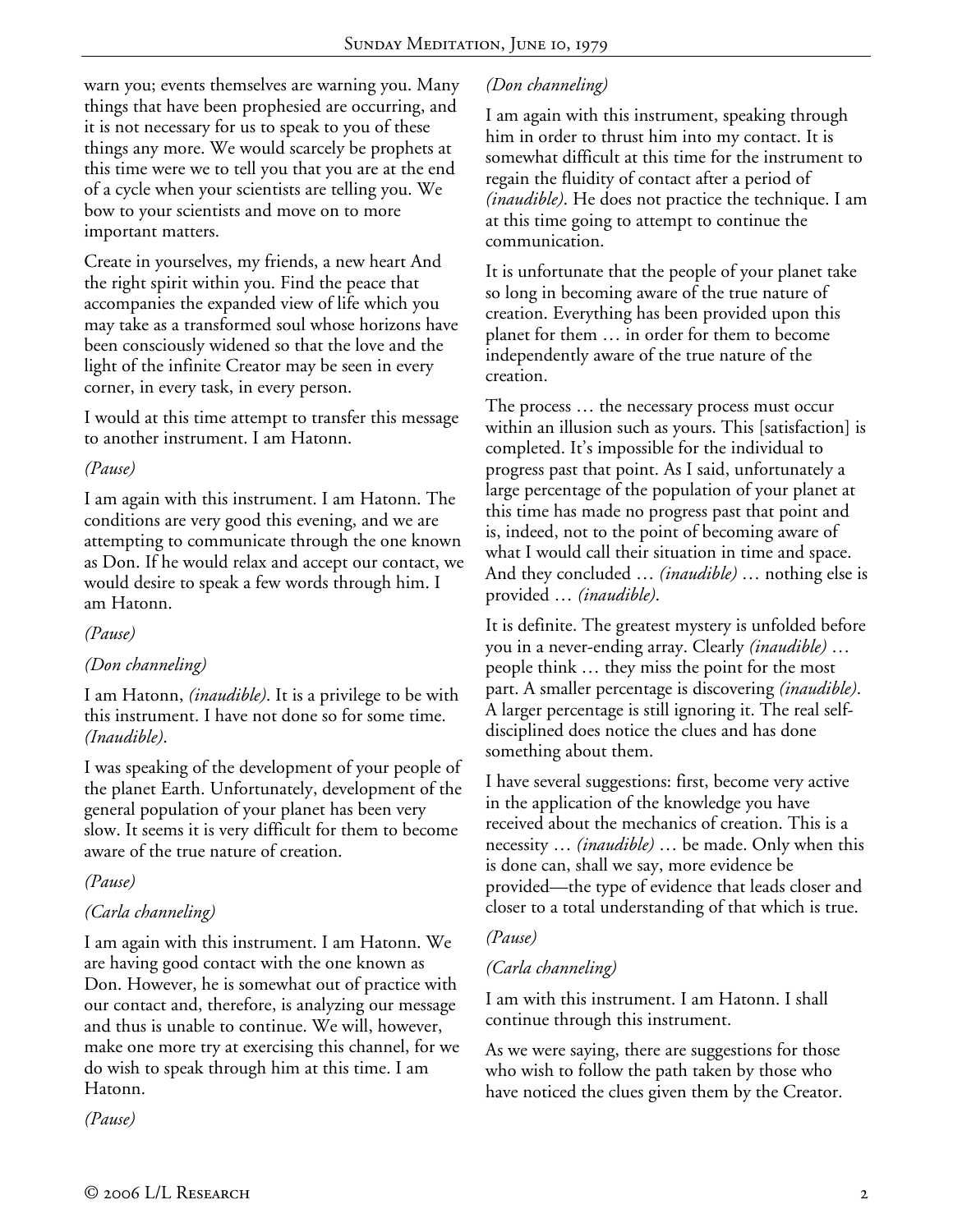warn you; events themselves are warning you. Many things that have been prophesied are occurring, and it is not necessary for us to speak to you of these things any more. We would scarcely be prophets at this time were we to tell you that you are at the end of a cycle when your scientists are telling you. We bow to your scientists and move on to more important matters.

Create in yourselves, my friends, a new heart And the right spirit within you. Find the peace that accompanies the expanded view of life which you may take as a transformed soul whose horizons have been consciously widened so that the love and the light of the infinite Creator may be seen in every corner, in every task, in every person.

I would at this time attempt to transfer this message to another instrument. I am Hatonn.

*(Pause)*

I am again with this instrument. I am Hatonn. The conditions are very good this evening, and we are attempting to communicate through the one known as Don. If he would relax and accept our contact, we would desire to speak a few words through him. I am Hatonn.

*(Pause)*

*(Don channeling)*

I am Hatonn, *(inaudible)*. It is a privilege to be with this instrument. I have not done so for some time. *(Inaudible)*.

I was speaking of the development of your people of the planet Earth. Unfortunately, development of the general population of your planet has been very slow. It seems it is very difficult for them to become aware of the true nature of creation.

*(Pause)*

*(Carla channeling)*

I am again with this instrument. I am Hatonn. We are having good contact with the one known as Don. However, he is somewhat out of practice with our contact and, therefore, is analyzing our message and thus is unable to continue. We will, however, make one more try at exercising this channel, for we do wish to speak through him at this time. I am Hatonn.

*(Pause)*

*(Don channeling)*

I am again with this instrument, speaking through him in order to thrust him into my contact. It is somewhat difficult at this time for the instrument to regain the fluidity of contact after a period of *(inaudible)*. He does not practice the technique. I am at this time going to attempt to continue the communication.

It is unfortunate that the people of your planet take so long in becoming aware of the true nature of creation. Everything has been provided upon this planet for them … in order for them to become independently aware of the true nature of the creation.

The process … the necessary process must occur within an illusion such as yours. This [satisfaction] is completed. It's impossible for the individual to progress past that point. As I said, unfortunately a large percentage of the population of your planet at this time has made no progress past that point and is, indeed, not to the point of becoming aware of what I would call their situation in time and space. And they concluded … *(inaudible)* … nothing else is provided … *(inaudible)*.

It is definite. The greatest mystery is unfolded before you in a never-ending array. Clearly *(inaudible)* … people think … they miss the point for the most part. A smaller percentage is discovering *(inaudible)*. A larger percentage is still ignoring it. The real self-disciplined does notice the clues and has done something about them.

I have several suggestions: first, become very active in the application of the knowledge you have received about the mechanics of creation. This is a necessity … *(inaudible)* … be made. Only when this is done can, shall we say, more evidence be provided—the type of evidence that leads closer and closer to a total understanding of that which is true.

*(Pause)*

*(Carla channeling)*

I am with this instrument. I am Hatonn. I shall continue through this instrument.

As we were saying, there are suggestions for those who wish to follow the path taken by those who have noticed the clues given them by the Creator.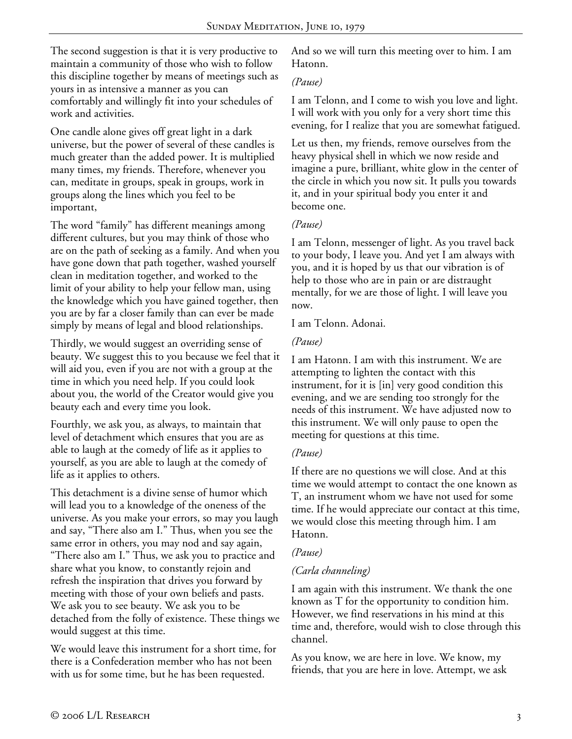The second suggestion is that it is very productive to maintain a community of those who wish to follow this discipline together by means of meetings such as yours in as intensive a manner as you can comfortably and willingly fit into your schedules of work and activities.

One candle alone gives off great light in a dark universe, but the power of several of these candles is much greater than the added power. It is multiplied many times, my friends. Therefore, whenever you can, meditate in groups, speak in groups, work in groups along the lines which you feel to be important,

The word "family" has different meanings among different cultures, but you may think of those who are on the path of seeking as a family. And when you have gone down that path together, washed yourself clean in meditation together, and worked to the limit of your ability to help your fellow man, using the knowledge which you have gained together, then you are by far a closer family than can ever be made simply by means of legal and blood relationships.

Thirdly, we would suggest an overriding sense of beauty. We suggest this to you because we feel that it will aid you, even if you are not with a group at the time in which you need help. If you could look about you, the world of the Creator would give you beauty each and every time you look.

Fourthly, we ask you, as always, to maintain that level of detachment which ensures that you are as able to laugh at the comedy of life as it applies to yourself, as you are able to laugh at the comedy of life as it applies to others.

This detachment is a divine sense of humor which will lead you to a knowledge of the oneness of the universe. As you make your errors, so may you laugh and say, "There also am I." Thus, when you see the same error in others, you may nod and say again, "There also am I." Thus, we ask you to practice and share what you know, to constantly rejoin and refresh the inspiration that drives you forward by meeting with those of your own beliefs and pasts. We ask you to see beauty. We ask you to be detached from the folly of existence. These things we would suggest at this time.

We would leave this instrument for a short time, for there is a Confederation member who has not been with us for some time, but he has been requested. And so we will turn this meeting over to him. I am Hatonn.

*(Pause)*

I am Telonn, and I come to wish you love and light. I will work with you only for a very short time this evening, for I realize that you are somewhat fatigued.

Let us then, my friends, remove ourselves from the heavy physical shell in which we now reside and imagine a pure, brilliant, white glow in the center of the circle in which you now sit. It pulls you towards it, and in your spiritual body you enter it and become one.

*(Pause)*

I am Telonn, messenger of light. As you travel back to your body, I leave you. And yet I am always with you, and it is hoped by us that our vibration is of help to those who are in pain or are distraught mentally, for we are those of light. I will leave you now.

I am Telonn. Adonai.

*(Pause)*

I am Hatonn. I am with this instrument. We are attempting to lighten the contact with this instrument, for it is [in] very good condition this evening, and we are sending too strongly for the needs of this instrument. We have adjusted now to this instrument. We will only pause to open the meeting for questions at this time.

*(Pause)*

If there are no questions we will close. And at this time we would attempt to contact the one known as T, an instrument whom we have not used for some time. If he would appreciate our contact at this time, we would close this meeting through him. I am Hatonn.

*(Pause)*

*(Carla channeling)*

I am again with this instrument. We thank the one known as T for the opportunity to condition him. However, we find reservations in his mind at this time and, therefore, would wish to close through this channel.

As you know, we are here in love. We know, my friends, that you are here in love. Attempt, we ask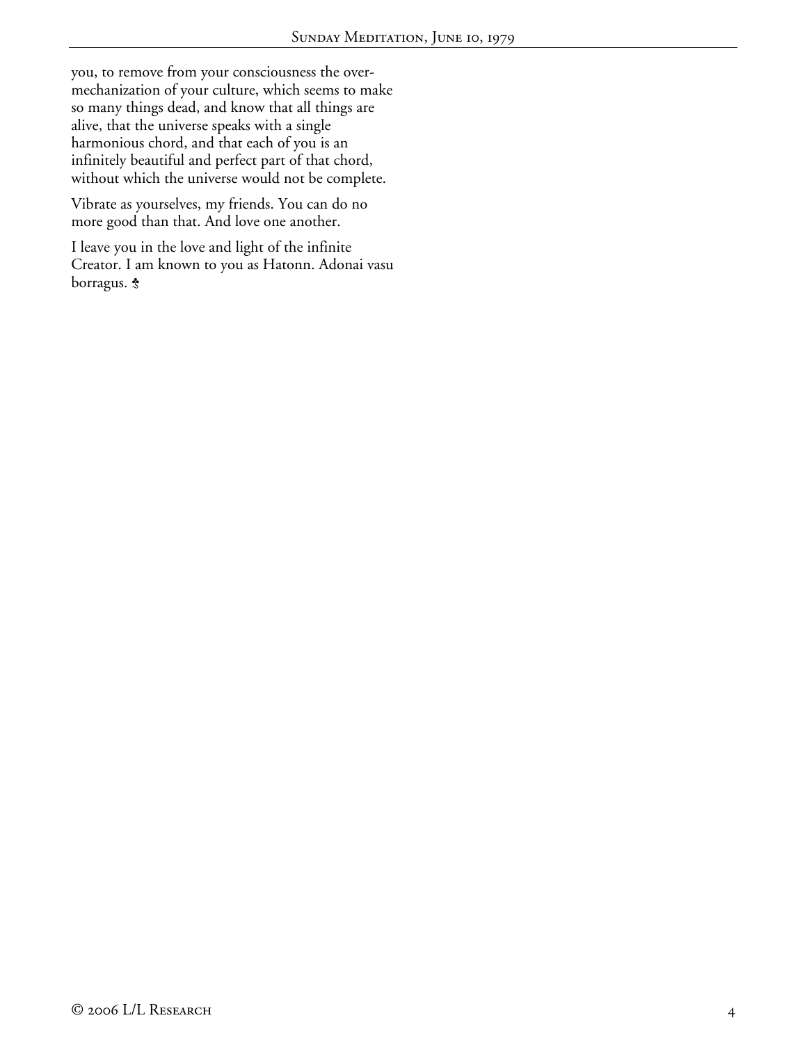you, to remove from your consciousness the over-mechanization of your culture, which seems to make so many things dead, and know that all things are alive, that the universe speaks with a single harmonious chord, and that each of you is an infinitely beautiful and perfect part of that chord, without which the universe would not be complete.

Vibrate as yourselves, my friends. You can do no more good than that. And love one another.

I leave you in the love and light of the infinite Creator. I am known to you as Hatonn. Adonai vasu borragus. ♰